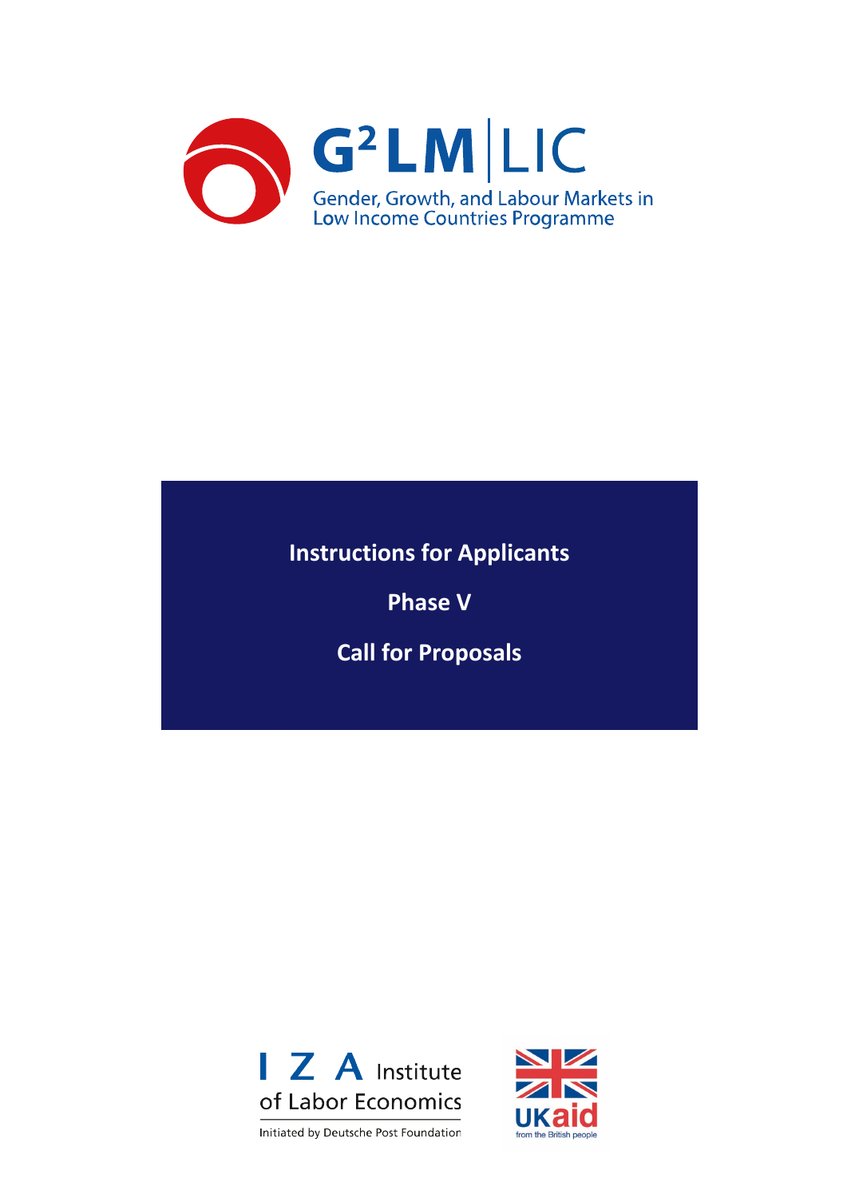# G²LM|LIC

Gender, Growth, and Labour Markets in Low Income Countries Programme

**Instructions for Applicants**

**Phase V**

**Call for Proposals**

IZA Institute of Labor Economics

Initiated by Deutsche Post Foundation

UKaid from the British people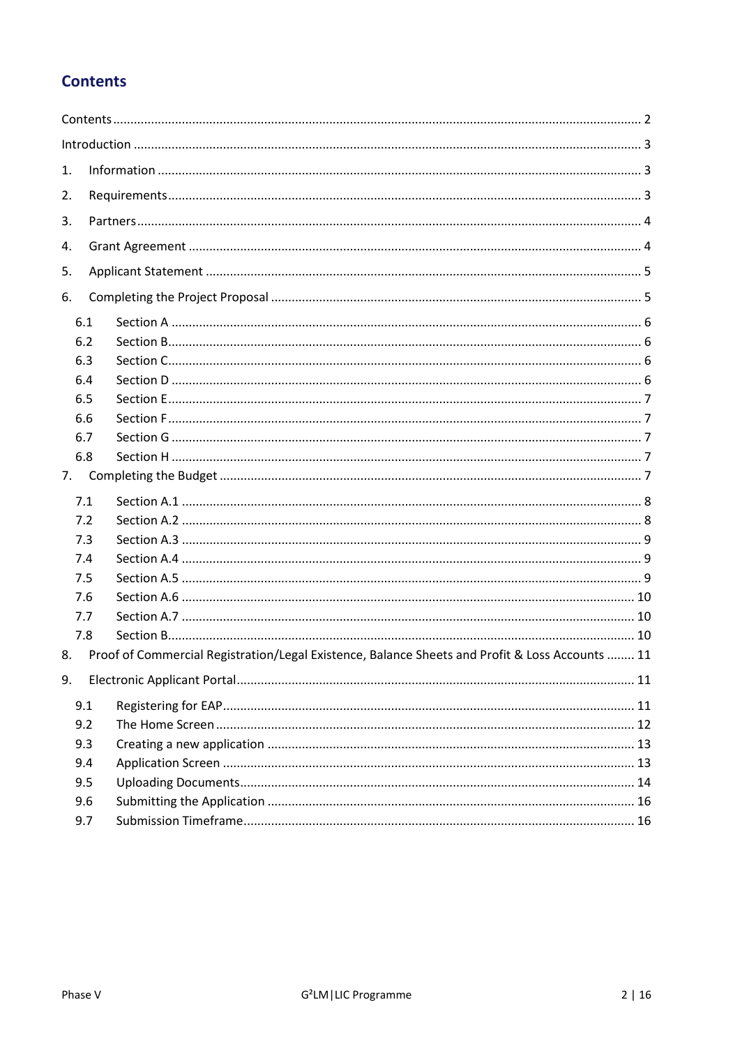# Contents

Contents ..... 2

Introduction ..... 3

1. Information ..... 3
2. Requirements ..... 3
3. Partners ..... 4
4. Grant Agreement ..... 4
5. Applicant Statement ..... 5
6. Completing the Project Proposal ..... 5
   - 6.1 Section A ..... 6
   - 6.2 Section B ..... 6
   - 6.3 Section C ..... 6
   - 6.4 Section D ..... 6
   - 6.5 Section E ..... 7
   - 6.6 Section F ..... 7
   - 6.7 Section G ..... 7
   - 6.8 Section H ..... 7
7. Completing the Budget ..... 7
   - 7.1 Section A.1 ..... 8
   - 7.2 Section A.2 ..... 8
   - 7.3 Section A.3 ..... 9
   - 7.4 Section A.4 ..... 9
   - 7.5 Section A.5 ..... 9
   - 7.6 Section A.6 ..... 10
   - 7.7 Section A.7 ..... 10
   - 7.8 Section B ..... 10
8. Proof of Commercial Registration/Legal Existence, Balance Sheets and Profit & Loss Accounts ..... 11
9. Electronic Applicant Portal ..... 11
   - 9.1 Registering for EAP ..... 11
   - 9.2 The Home Screen ..... 12
   - 9.3 Creating a new application ..... 13
   - 9.4 Application Screen ..... 13
   - 9.5 Uploading Documents ..... 14
   - 9.6 Submitting the Application ..... 16
   - 9.7 Submission Timeframe ..... 16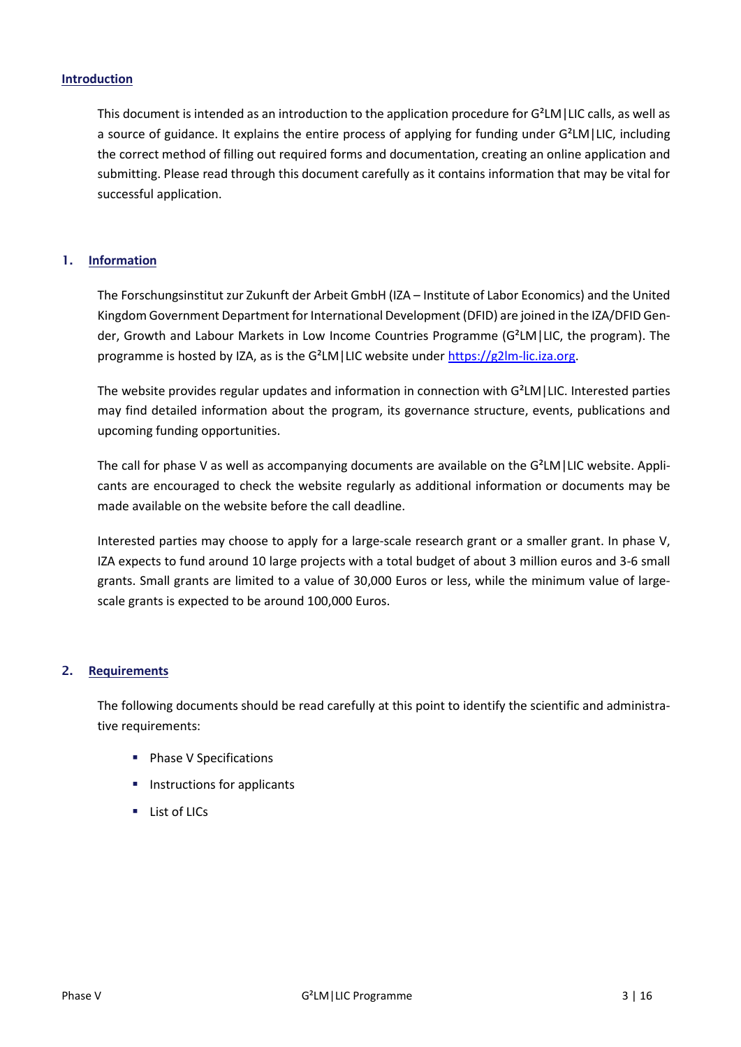## Introduction

This document is intended as an introduction to the application procedure for G²LM|LIC calls, as well as a source of guidance. It explains the entire process of applying for funding under G²LM|LIC, including the correct method of filling out required forms and documentation, creating an online application and submitting. Please read through this document carefully as it contains information that may be vital for successful application.

## 1. Information

The Forschungsinstitut zur Zukunft der Arbeit GmbH (IZA – Institute of Labor Economics) and the United Kingdom Government Department for International Development (DFID) are joined in the IZA/DFID Gender, Growth and Labour Markets in Low Income Countries Programme (G²LM|LIC, the program). The programme is hosted by IZA, as is the G²LM|LIC website under [https://g2lm-lic.iza.org](https://g2lm-lic.iza.org).

The website provides regular updates and information in connection with G²LM|LIC. Interested parties may find detailed information about the program, its governance structure, events, publications and upcoming funding opportunities.

The call for phase V as well as accompanying documents are available on the G²LM|LIC website. Applicants are encouraged to check the website regularly as additional information or documents may be made available on the website before the call deadline.

Interested parties may choose to apply for a large-scale research grant or a smaller grant. In phase V, IZA expects to fund around 10 large projects with a total budget of about 3 million euros and 3-6 small grants. Small grants are limited to a value of 30,000 Euros or less, while the minimum value of large-scale grants is expected to be around 100,000 Euros.

## 2. Requirements

The following documents should be read carefully at this point to identify the scientific and administrative requirements:

- Phase V Specifications
- Instructions for applicants
- List of LICs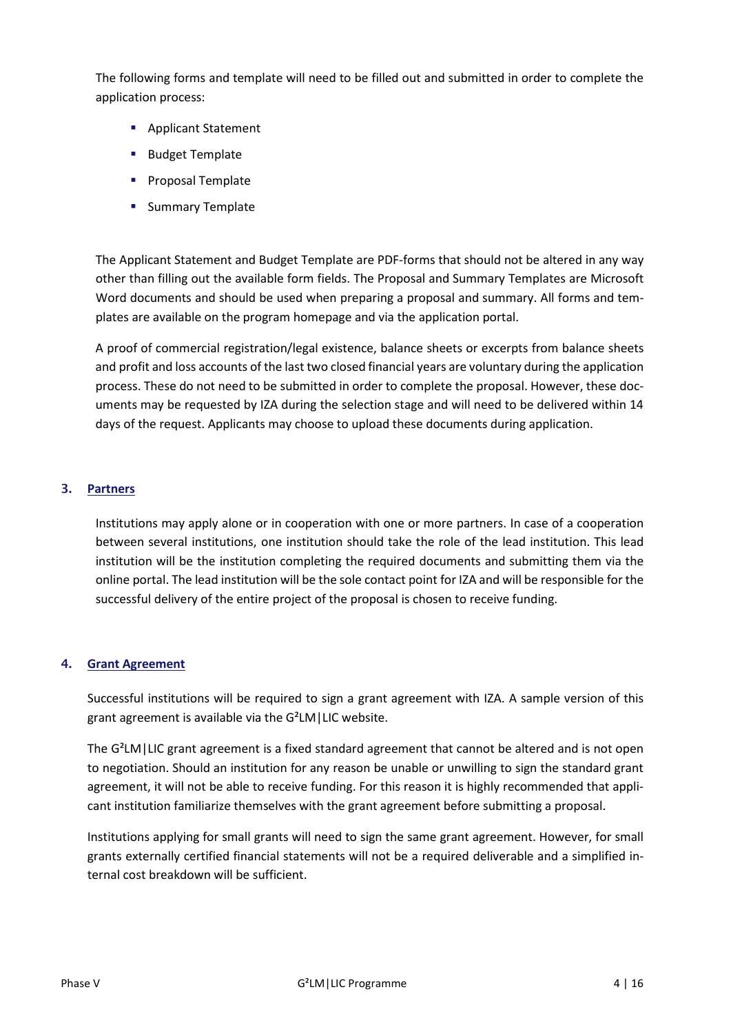The following forms and template will need to be filled out and submitted in order to complete the application process:

- Applicant Statement
- Budget Template
- Proposal Template
- Summary Template

The Applicant Statement and Budget Template are PDF-forms that should not be altered in any way other than filling out the available form fields. The Proposal and Summary Templates are Microsoft Word documents and should be used when preparing a proposal and summary. All forms and templates are available on the program homepage and via the application portal.

A proof of commercial registration/legal existence, balance sheets or excerpts from balance sheets and profit and loss accounts of the last two closed financial years are voluntary during the application process. These do not need to be submitted in order to complete the proposal. However, these documents may be requested by IZA during the selection stage and will need to be delivered within 14 days of the request. Applicants may choose to upload these documents during application.

## 3. Partners

Institutions may apply alone or in cooperation with one or more partners. In case of a cooperation between several institutions, one institution should take the role of the lead institution. This lead institution will be the institution completing the required documents and submitting them via the online portal. The lead institution will be the sole contact point for IZA and will be responsible for the successful delivery of the entire project of the proposal is chosen to receive funding.

## 4. Grant Agreement

Successful institutions will be required to sign a grant agreement with IZA. A sample version of this grant agreement is available via the G²LM|LIC website.

The G²LM|LIC grant agreement is a fixed standard agreement that cannot be altered and is not open to negotiation. Should an institution for any reason be unable or unwilling to sign the standard grant agreement, it will not be able to receive funding. For this reason it is highly recommended that applicant institution familiarize themselves with the grant agreement before submitting a proposal.

Institutions applying for small grants will need to sign the same grant agreement. However, for small grants externally certified financial statements will not be a required deliverable and a simplified internal cost breakdown will be sufficient.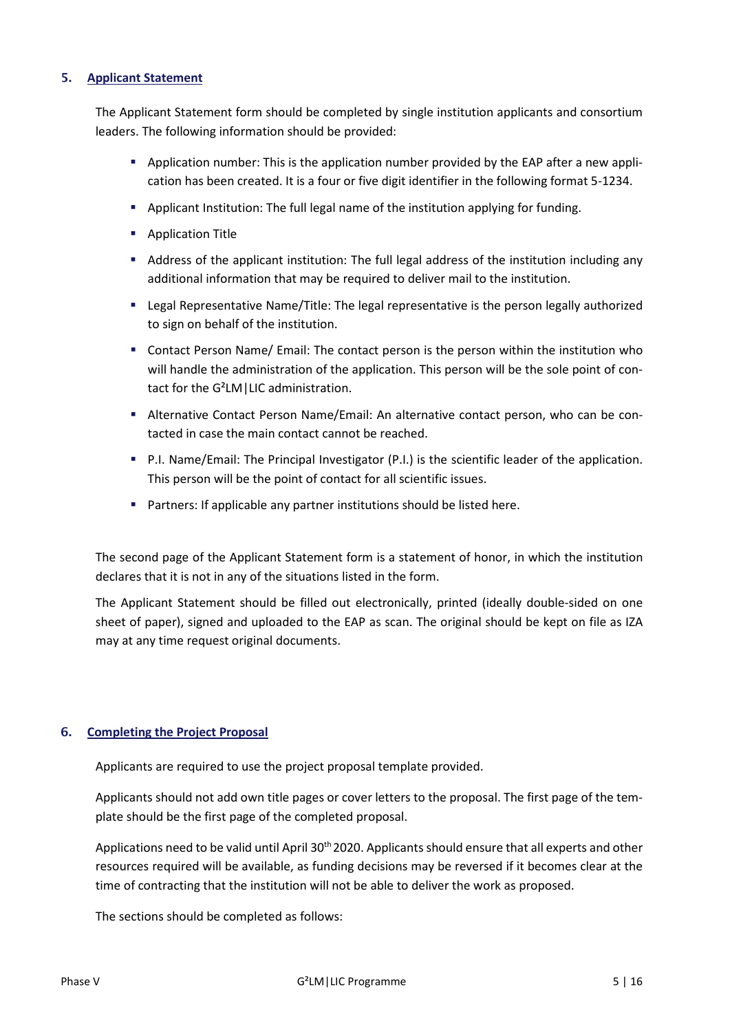## 5. Applicant Statement

The Applicant Statement form should be completed by single institution applicants and consortium leaders. The following information should be provided:

- Application number: This is the application number provided by the EAP after a new application has been created. It is a four or five digit identifier in the following format 5-1234.
- Applicant Institution: The full legal name of the institution applying for funding.
- Application Title
- Address of the applicant institution: The full legal address of the institution including any additional information that may be required to deliver mail to the institution.
- Legal Representative Name/Title: The legal representative is the person legally authorized to sign on behalf of the institution.
- Contact Person Name/ Email: The contact person is the person within the institution who will handle the administration of the application. This person will be the sole point of contact for the G²LM|LIC administration.
- Alternative Contact Person Name/Email: An alternative contact person, who can be contacted in case the main contact cannot be reached.
- P.I. Name/Email: The Principal Investigator (P.I.) is the scientific leader of the application. This person will be the point of contact for all scientific issues.
- Partners: If applicable any partner institutions should be listed here.

The second page of the Applicant Statement form is a statement of honor, in which the institution declares that it is not in any of the situations listed in the form.

The Applicant Statement should be filled out electronically, printed (ideally double-sided on one sheet of paper), signed and uploaded to the EAP as scan. The original should be kept on file as IZA may at any time request original documents.

## 6. Completing the Project Proposal

Applicants are required to use the project proposal template provided.

Applicants should not add own title pages or cover letters to the proposal. The first page of the template should be the first page of the completed proposal.

Applications need to be valid until April 30th 2020. Applicants should ensure that all experts and other resources required will be available, as funding decisions may be reversed if it becomes clear at the time of contracting that the institution will not be able to deliver the work as proposed.

The sections should be completed as follows: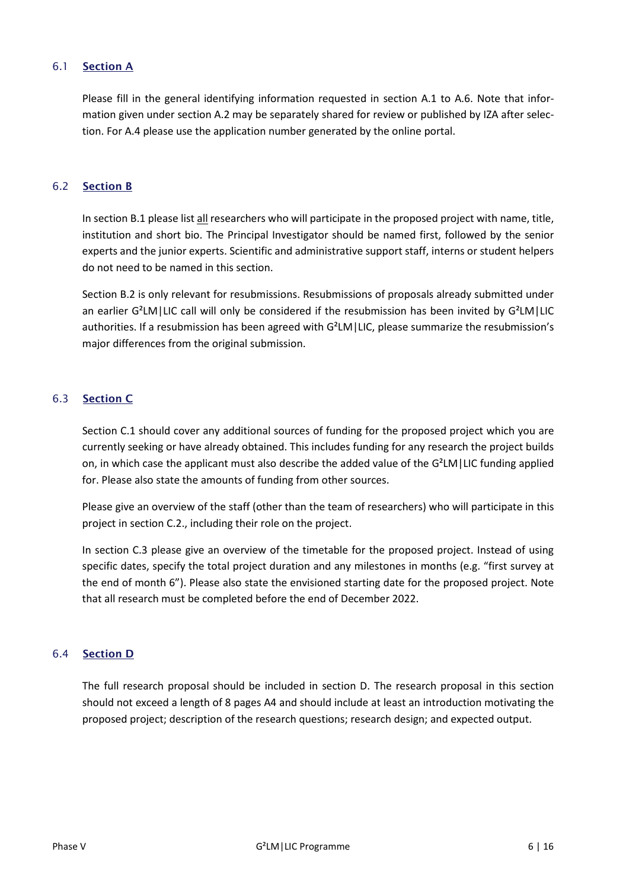## 6.1 Section A

Please fill in the general identifying information requested in section A.1 to A.6. Note that information given under section A.2 may be separately shared for review or published by IZA after selection. For A.4 please use the application number generated by the online portal.

## 6.2 Section B

In section B.1 please list all researchers who will participate in the proposed project with name, title, institution and short bio. The Principal Investigator should be named first, followed by the senior experts and the junior experts. Scientific and administrative support staff, interns or student helpers do not need to be named in this section.

Section B.2 is only relevant for resubmissions. Resubmissions of proposals already submitted under an earlier G²LM|LIC call will only be considered if the resubmission has been invited by G²LM|LIC authorities. If a resubmission has been agreed with G²LM|LIC, please summarize the resubmission's major differences from the original submission.

## 6.3 Section C

Section C.1 should cover any additional sources of funding for the proposed project which you are currently seeking or have already obtained. This includes funding for any research the project builds on, in which case the applicant must also describe the added value of the G²LM|LIC funding applied for. Please also state the amounts of funding from other sources.

Please give an overview of the staff (other than the team of researchers) who will participate in this project in section C.2., including their role on the project.

In section C.3 please give an overview of the timetable for the proposed project. Instead of using specific dates, specify the total project duration and any milestones in months (e.g. "first survey at the end of month 6"). Please also state the envisioned starting date for the proposed project. Note that all research must be completed before the end of December 2022.

## 6.4 Section D

The full research proposal should be included in section D. The research proposal in this section should not exceed a length of 8 pages A4 and should include at least an introduction motivating the proposed project; description of the research questions; research design; and expected output.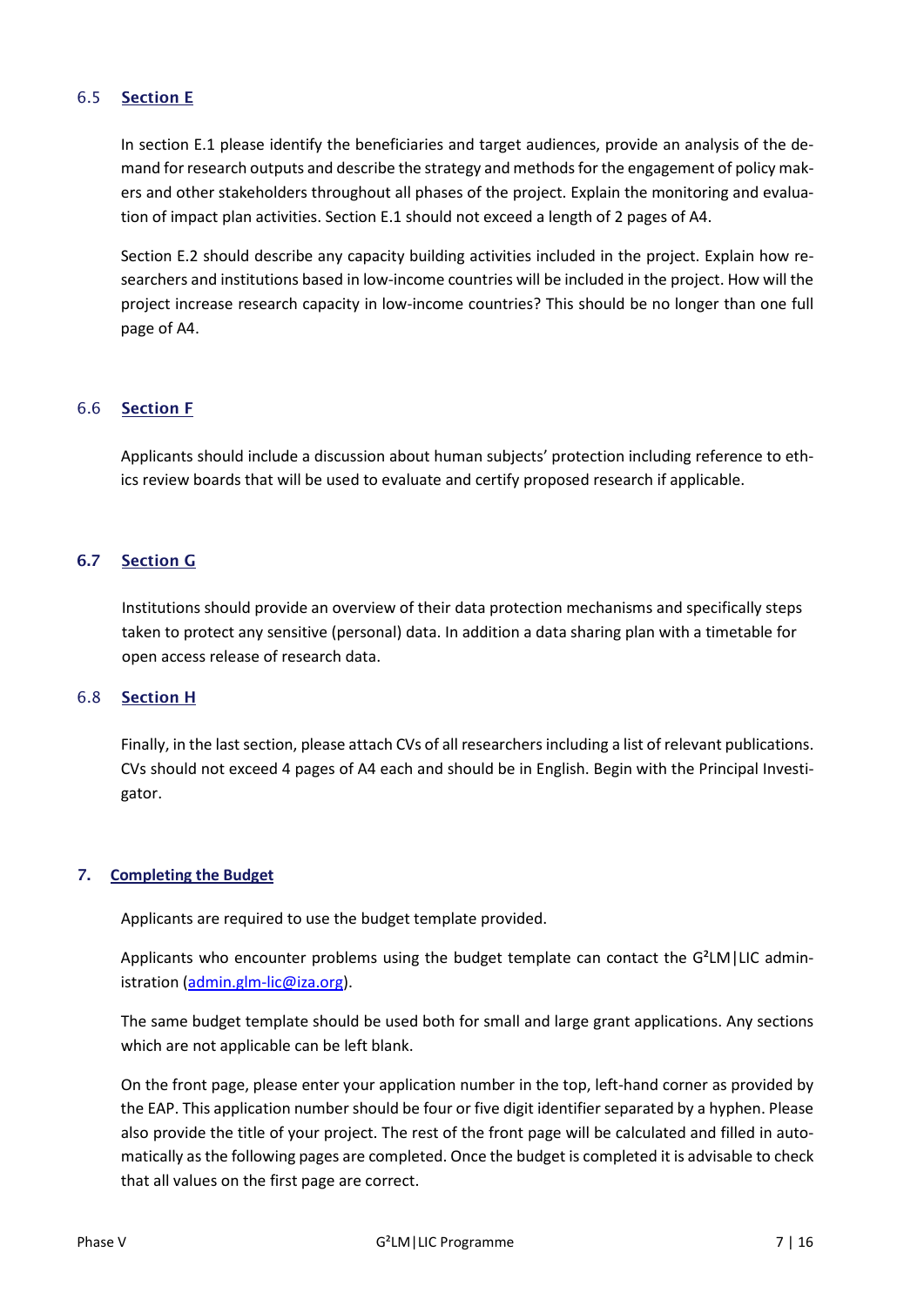### 6.5 Section E

In section E.1 please identify the beneficiaries and target audiences, provide an analysis of the demand for research outputs and describe the strategy and methods for the engagement of policy makers and other stakeholders throughout all phases of the project. Explain the monitoring and evaluation of impact plan activities. Section E.1 should not exceed a length of 2 pages of A4.

Section E.2 should describe any capacity building activities included in the project. Explain how researchers and institutions based in low-income countries will be included in the project. How will the project increase research capacity in low-income countries? This should be no longer than one full page of A4.

### 6.6 Section F

Applicants should include a discussion about human subjects' protection including reference to ethics review boards that will be used to evaluate and certify proposed research if applicable.

### 6.7 Section G

Institutions should provide an overview of their data protection mechanisms and specifically steps taken to protect any sensitive (personal) data. In addition a data sharing plan with a timetable for open access release of research data.

### 6.8 Section H

Finally, in the last section, please attach CVs of all researchers including a list of relevant publications. CVs should not exceed 4 pages of A4 each and should be in English. Begin with the Principal Investigator.

## 7. Completing the Budget

Applicants are required to use the budget template provided.

Applicants who encounter problems using the budget template can contact the G²LM|LIC administration (admin.glm-lic@iza.org).

The same budget template should be used both for small and large grant applications. Any sections which are not applicable can be left blank.

On the front page, please enter your application number in the top, left-hand corner as provided by the EAP. This application number should be four or five digit identifier separated by a hyphen. Please also provide the title of your project. The rest of the front page will be calculated and filled in automatically as the following pages are completed. Once the budget is completed it is advisable to check that all values on the first page are correct.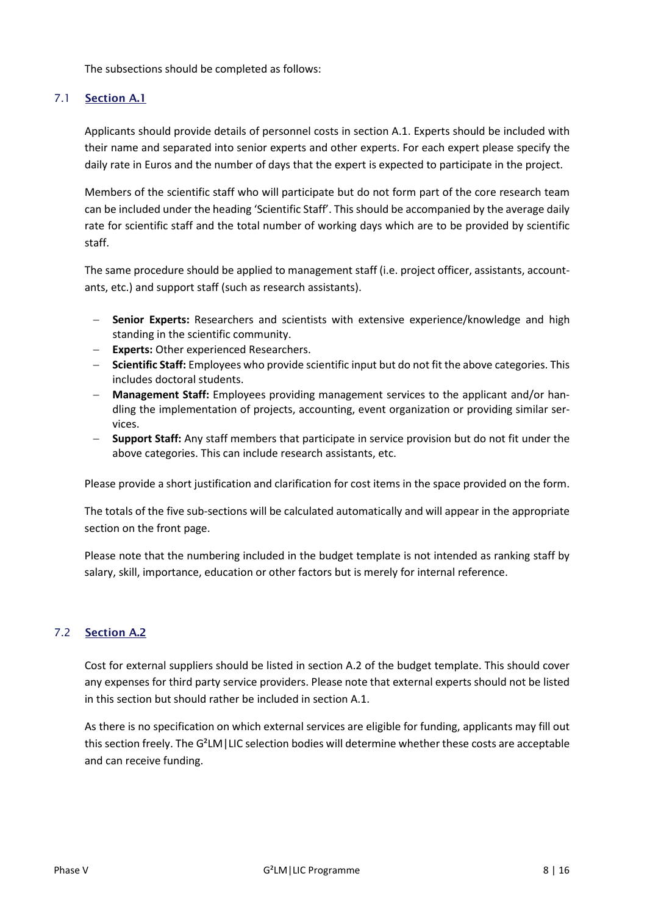The subsections should be completed as follows:

## 7.1 Section A.1

Applicants should provide details of personnel costs in section A.1. Experts should be included with their name and separated into senior experts and other experts. For each expert please specify the daily rate in Euros and the number of days that the expert is expected to participate in the project.

Members of the scientific staff who will participate but do not form part of the core research team can be included under the heading 'Scientific Staff'. This should be accompanied by the average daily rate for scientific staff and the total number of working days which are to be provided by scientific staff.

The same procedure should be applied to management staff (i.e. project officer, assistants, accountants, etc.) and support staff (such as research assistants).

- **Senior Experts:** Researchers and scientists with extensive experience/knowledge and high standing in the scientific community.
- **Experts:** Other experienced Researchers.
- **Scientific Staff:** Employees who provide scientific input but do not fit the above categories. This includes doctoral students.
- **Management Staff:** Employees providing management services to the applicant and/or handling the implementation of projects, accounting, event organization or providing similar services.
- **Support Staff:** Any staff members that participate in service provision but do not fit under the above categories. This can include research assistants, etc.

Please provide a short justification and clarification for cost items in the space provided on the form.

The totals of the five sub-sections will be calculated automatically and will appear in the appropriate section on the front page.

Please note that the numbering included in the budget template is not intended as ranking staff by salary, skill, importance, education or other factors but is merely for internal reference.

## 7.2 Section A.2

Cost for external suppliers should be listed in section A.2 of the budget template. This should cover any expenses for third party service providers. Please note that external experts should not be listed in this section but should rather be included in section A.1.

As there is no specification on which external services are eligible for funding, applicants may fill out this section freely. The G²LM|LIC selection bodies will determine whether these costs are acceptable and can receive funding.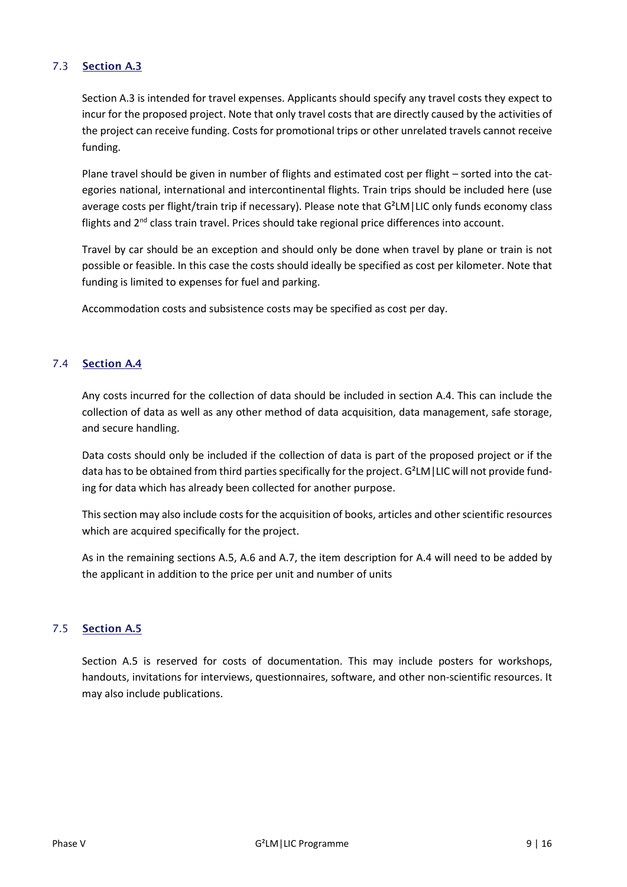## 7.3 Section A.3

Section A.3 is intended for travel expenses. Applicants should specify any travel costs they expect to incur for the proposed project. Note that only travel costs that are directly caused by the activities of the project can receive funding. Costs for promotional trips or other unrelated travels cannot receive funding.

Plane travel should be given in number of flights and estimated cost per flight – sorted into the categories national, international and intercontinental flights. Train trips should be included here (use average costs per flight/train trip if necessary). Please note that G²LM|LIC only funds economy class flights and 2nd class train travel. Prices should take regional price differences into account.

Travel by car should be an exception and should only be done when travel by plane or train is not possible or feasible. In this case the costs should ideally be specified as cost per kilometer. Note that funding is limited to expenses for fuel and parking.

Accommodation costs and subsistence costs may be specified as cost per day.

## 7.4 Section A.4

Any costs incurred for the collection of data should be included in section A.4. This can include the collection of data as well as any other method of data acquisition, data management, safe storage, and secure handling.

Data costs should only be included if the collection of data is part of the proposed project or if the data has to be obtained from third parties specifically for the project. G²LM|LIC will not provide funding for data which has already been collected for another purpose.

This section may also include costs for the acquisition of books, articles and other scientific resources which are acquired specifically for the project.

As in the remaining sections A.5, A.6 and A.7, the item description for A.4 will need to be added by the applicant in addition to the price per unit and number of units

## 7.5 Section A.5

Section A.5 is reserved for costs of documentation. This may include posters for workshops, handouts, invitations for interviews, questionnaires, software, and other non-scientific resources. It may also include publications.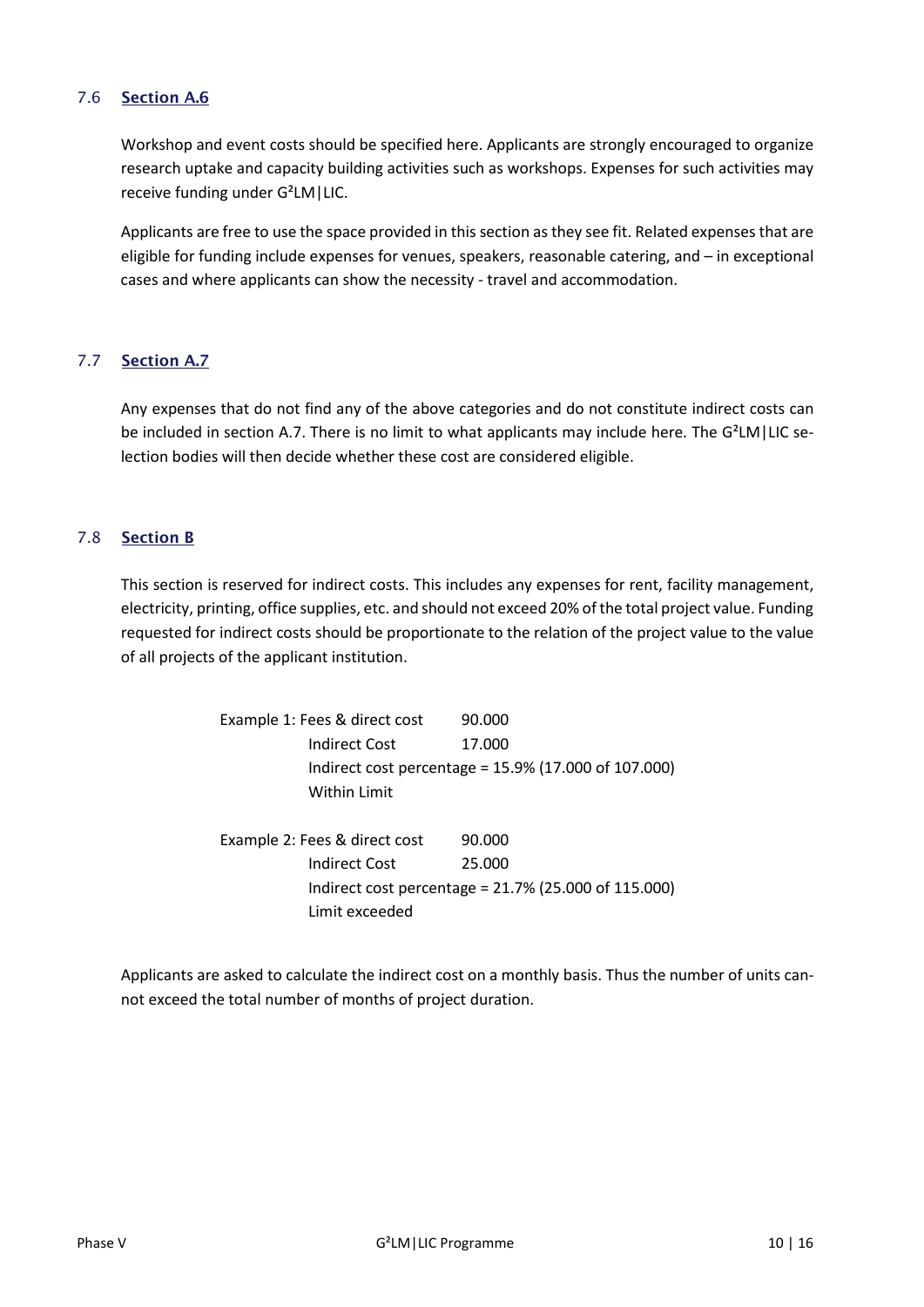## 7.6 Section A.6

Workshop and event costs should be specified here. Applicants are strongly encouraged to organize research uptake and capacity building activities such as workshops. Expenses for such activities may receive funding under G²LM|LIC.

Applicants are free to use the space provided in this section as they see fit. Related expenses that are eligible for funding include expenses for venues, speakers, reasonable catering, and – in exceptional cases and where applicants can show the necessity - travel and accommodation.

## 7.7 Section A.7

Any expenses that do not find any of the above categories and do not constitute indirect costs can be included in section A.7. There is no limit to what applicants may include here. The G²LM|LIC selection bodies will then decide whether these cost are considered eligible.

## 7.8 Section B

This section is reserved for indirect costs. This includes any expenses for rent, facility management, electricity, printing, office supplies, etc. and should not exceed 20% of the total project value. Funding requested for indirect costs should be proportionate to the relation of the project value to the value of all projects of the applicant institution.

Example 1: Fees & direct cost 90.000
Indirect Cost 17.000
Indirect cost percentage = 15.9% (17.000 of 107.000)
Within Limit

Example 2: Fees & direct cost 90.000
Indirect Cost 25.000
Indirect cost percentage = 21.7% (25.000 of 115.000)
Limit exceeded

Applicants are asked to calculate the indirect cost on a monthly basis. Thus the number of units cannot exceed the total number of months of project duration.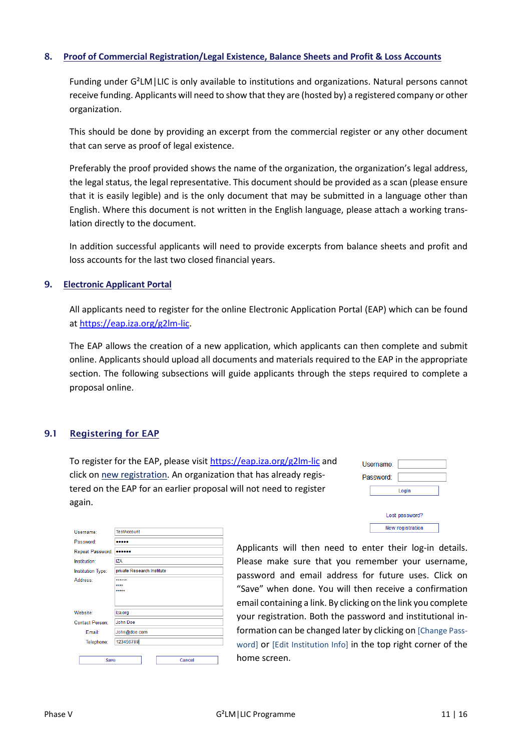## 8. Proof of Commercial Registration/Legal Existence, Balance Sheets and Profit & Loss Accounts

Funding under G²LM|LIC is only available to institutions and organizations. Natural persons cannot receive funding. Applicants will need to show that they are (hosted by) a registered company or other organization.

This should be done by providing an excerpt from the commercial register or any other document that can serve as proof of legal existence.

Preferably the proof provided shows the name of the organization, the organization's legal address, the legal status, the legal representative. This document should be provided as a scan (please ensure that it is easily legible) and is the only document that may be submitted in a language other than English. Where this document is not written in the English language, please attach a working translation directly to the document.

In addition successful applicants will need to provide excerpts from balance sheets and profit and loss accounts for the last two closed financial years.

## 9. Electronic Applicant Portal

All applicants need to register for the online Electronic Application Portal (EAP) which can be found at https://eap.iza.org/g2lm-lic.

The EAP allows the creation of a new application, which applicants can then complete and submit online. Applicants should upload all documents and materials required to the EAP in the appropriate section. The following subsections will guide applicants through the steps required to complete a proposal online.

### 9.1 Registering for EAP

To register for the EAP, please visit https://eap.iza.org/g2lm-lic and click on new registration. An organization that has already registered on the EAP for an earlier proposal will not need to register again.

Applicants will then need to enter their log-in details. Please make sure that you remember your username, password and email address for future uses. Click on "Save" when done. You will then receive a confirmation email containing a link. By clicking on the link you complete your registration. Both the password and institutional information can be changed later by clicking on [Change Password] or [Edit Institution Info] in the top right corner of the home screen.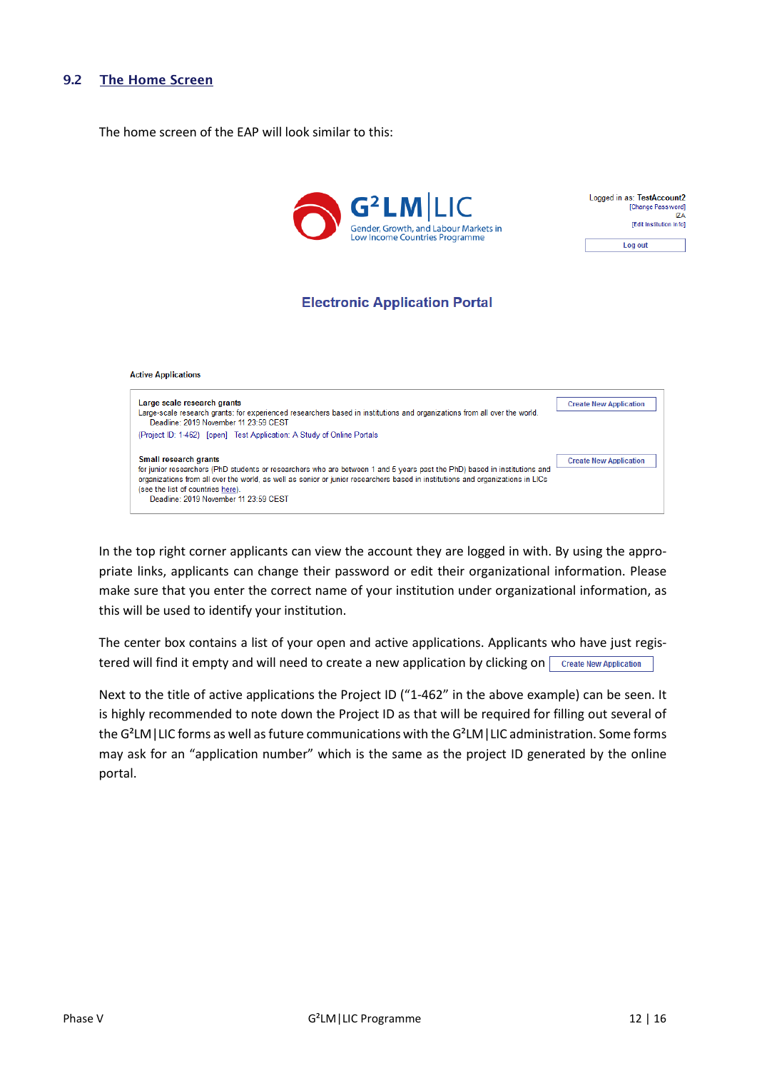### 9.2 The Home Screen

The home screen of the EAP will look similar to this:

In the top right corner applicants can view the account they are logged in with. By using the appropriate links, applicants can change their password or edit their organizational information. Please make sure that you enter the correct name of your institution under organizational information, as this will be used to identify your institution.

The center box contains a list of your open and active applications. Applicants who have just registered will find it empty and will need to create a new application by clicking on [Create New Application]

Next to the title of active applications the Project ID ("1-462" in the above example) can be seen. It is highly recommended to note down the Project ID as that will be required for filling out several of the G²LM|LIC forms as well as future communications with the G²LM|LIC administration. Some forms may ask for an "application number" which is the same as the project ID generated by the online portal.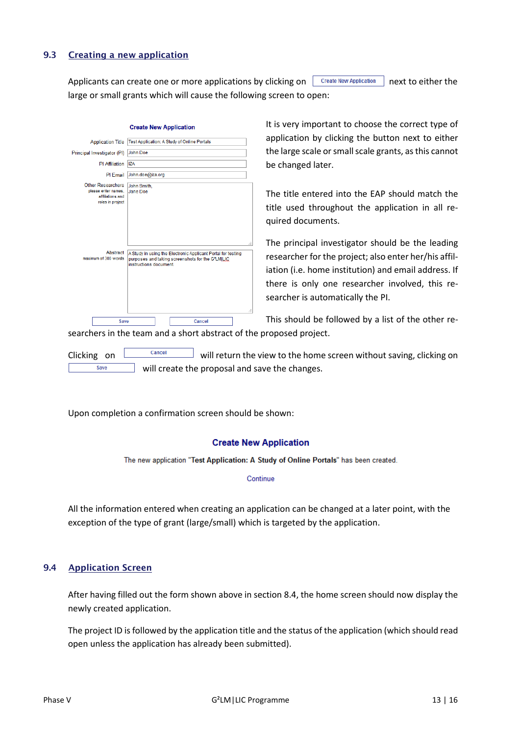## 9.3 Creating a new application

Applicants can create one or more applications by clicking on `Create New Application` next to either the large or small grants which will cause the following screen to open:

**Create New Application**

| | |
|---|---|
| Application Title | Test Application: A Study of Online Portals |
| Principal Investigator (PI) | John Doe |
| PI Affiliation | IZA |
| PI Email | John.doe@iza.org |
| Other Researchers (please enter names, affiliations and roles in project) | John Smith, Jane Doe |
| Abstract (maximum of 300 words) | A Study in using the Electronic Applicant Portal for testing purposes and taking screenshots for the G²LM\|LIC instructions document |

`Save` `Cancel`

It is very important to choose the correct type of application by clicking the button next to either the large scale or small scale grants, as this cannot be changed later.

The title entered into the EAP should match the title used throughout the application in all required documents.

The principal investigator should be the leading researcher for the project; also enter her/his affiliation (i.e. home institution) and email address. If there is only one researcher involved, this researcher is automatically the PI.

This should be followed by a list of the other researchers in the team and a short abstract of the proposed project.

Clicking on `Cancel` will return the view to the home screen without saving, clicking on `Save` will create the proposal and save the changes.

Upon completion a confirmation screen should be shown:

**Create New Application**

The new application "**Test Application: A Study of Online Portals**" has been created.

Continue

All the information entered when creating an application can be changed at a later point, with the exception of the type of grant (large/small) which is targeted by the application.

## 9.4 Application Screen

After having filled out the form shown above in section 8.4, the home screen should now display the newly created application.

The project ID is followed by the application title and the status of the application (which should read open unless the application has already been submitted).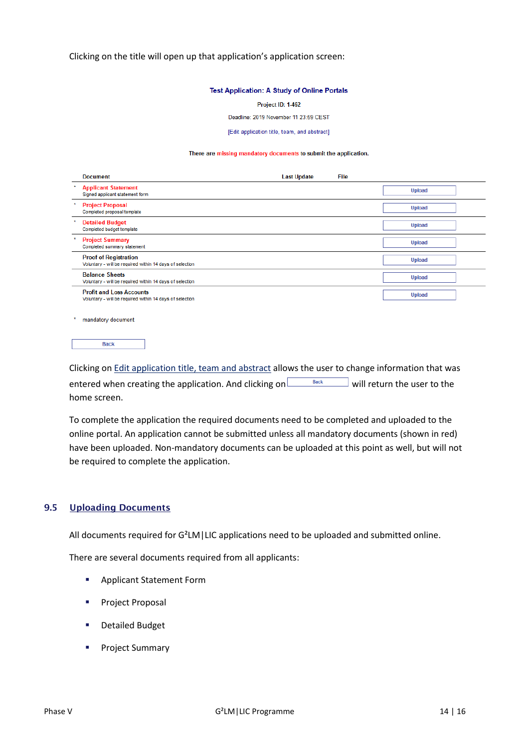Clicking on the title will open up that application's application screen:

**Test Application: A Study of Online Portals**

Project ID: 1-462

Deadline: 2019 November 11 23:59 CEST

[Edit application title, team, and abstract]

There are missing mandatory documents to submit the application.

| | Document | Last Update | File | |
|---|---|---|---|---|
| * | Applicant Statement<br>Signed applicant statement form | | | Upload |
| * | Project Proposal<br>Completed proposal template | | | Upload |
| * | Detailed Budget<br>Completed budget template | | | Upload |
| * | Project Summary<br>Completed summary statement | | | Upload |
| | Proof of Registration<br>Voluntary - will be required within 14 days of selection | | | Upload |
| | Balance Sheets<br>Voluntary - will be required within 14 days of selection | | | Upload |
| | Profit and Loss Accounts<br>Voluntary - will be required within 14 days of selection | | | Upload |

* mandatory document

Back

Clicking on Edit application title, team and abstract allows the user to change information that was entered when creating the application. And clicking on Back will return the user to the home screen.

To complete the application the required documents need to be completed and uploaded to the online portal. An application cannot be submitted unless all mandatory documents (shown in red) have been uploaded. Non-mandatory documents can be uploaded at this point as well, but will not be required to complete the application.

## 9.5 Uploading Documents

All documents required for G²LM|LIC applications need to be uploaded and submitted online.

There are several documents required from all applicants:

- Applicant Statement Form
- Project Proposal
- Detailed Budget
- Project Summary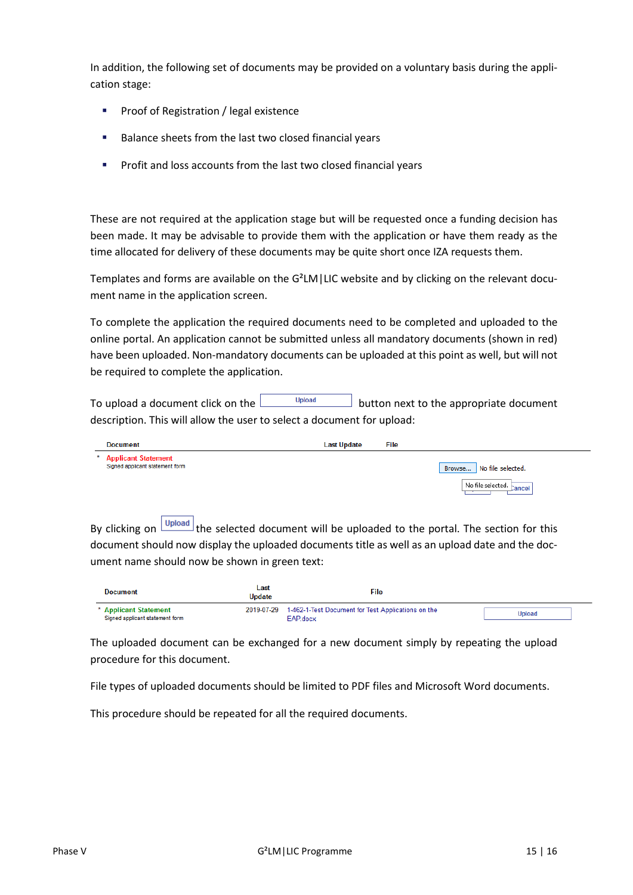In addition, the following set of documents may be provided on a voluntary basis during the application stage:

- Proof of Registration / legal existence
- Balance sheets from the last two closed financial years
- Profit and loss accounts from the last two closed financial years

These are not required at the application stage but will be requested once a funding decision has been made. It may be advisable to provide them with the application or have them ready as the time allocated for delivery of these documents may be quite short once IZA requests them.

Templates and forms are available on the G²LM|LIC website and by clicking on the relevant document name in the application screen.

To complete the application the required documents need to be completed and uploaded to the online portal. An application cannot be submitted unless all mandatory documents (shown in red) have been uploaded. Non-mandatory documents can be uploaded at this point as well, but will not be required to complete the application.

To upload a document click on the Upload button next to the appropriate document description. This will allow the user to select a document for upload:

| Document | Last Update | File |
|---|---|---|
| * Applicant Statement<br>Signed applicant statement form | | Browse... No file selected.<br>No file selected. Cancel |

By clicking on Upload the selected document will be uploaded to the portal. The section for this document should now display the uploaded documents title as well as an upload date and the document name should now be shown in green text:

| Document | Last Update | File | |
|---|---|---|---|
| * Applicant Statement<br>Signed applicant statement form | 2019-07-29 | 1-462-1-Test Document for Test Applications on the EAP.docx | Upload |

The uploaded document can be exchanged for a new document simply by repeating the upload procedure for this document.

File types of uploaded documents should be limited to PDF files and Microsoft Word documents.

This procedure should be repeated for all the required documents.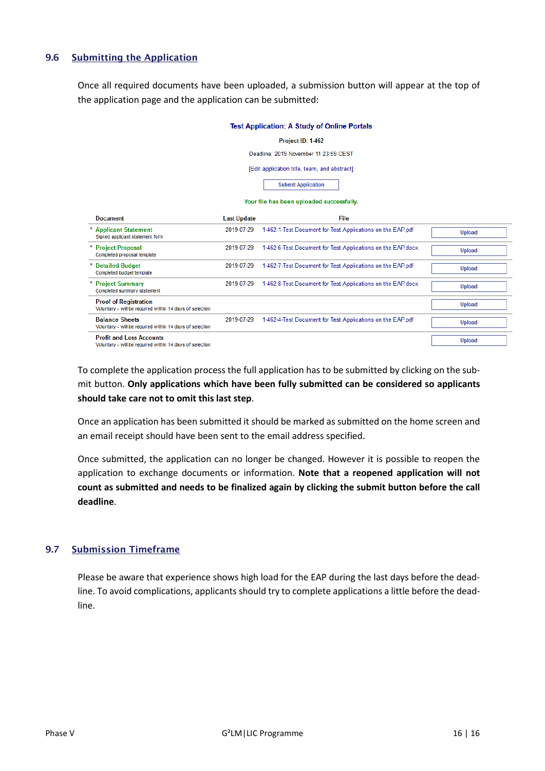## 9.6 Submitting the Application

Once all required documents have been uploaded, a submission button will appear at the top of the application page and the application can be submitted:

**Test Application: A Study of Online Portals**

Project ID: 1-462

Deadline: 2019 November 11 23:59 CEST

[Edit application title, team, and abstract]

Submit Application

Your file has been uploaded successfully.

| Document | Last Update | File | |
|---|---|---|---|
| * Applicant Statement<br>Signed applicant statement form | 2019-07-29 | 1-462-1-Test Document for Test Applications on the EAP.pdf | Upload |
| * Project Proposal<br>Completed proposal template | 2019-07-29 | 1-462-6-Test Document for Test Applications on the EAP.docx | Upload |
| * Detailed Budget<br>Completed budget template | 2019-07-29 | 1-462-7-Test Document for Test Applications on the EAP.pdf | Upload |
| * Project Summary<br>Completed summary statement | 2019-07-29 | 1-462-8-Test Document for Test Applications on the EAP.docx | Upload |
| Proof of Registration<br>Voluntary - will be required within 14 days of selection | | | Upload |
| Balance Sheets<br>Voluntary - will be required within 14 days of selection | 2019-07-29 | 1-462-4-Test Document for Test Applications on the EAP.pdf | Upload |
| Profit and Loss Accounts<br>Voluntary - will be required within 14 days of selection | | | Upload |

To complete the application process the full application has to be submitted by clicking on the submit button. **Only applications which have been fully submitted can be considered so applicants should take care not to omit this last step**.

Once an application has been submitted it should be marked as submitted on the home screen and an email receipt should have been sent to the email address specified.

Once submitted, the application can no longer be changed. However it is possible to reopen the application to exchange documents or information. **Note that a reopened application will not count as submitted and needs to be finalized again by clicking the submit button before the call deadline**.

## 9.7 Submission Timeframe

Please be aware that experience shows high load for the EAP during the last days before the deadline. To avoid complications, applicants should try to complete applications a little before the deadline.